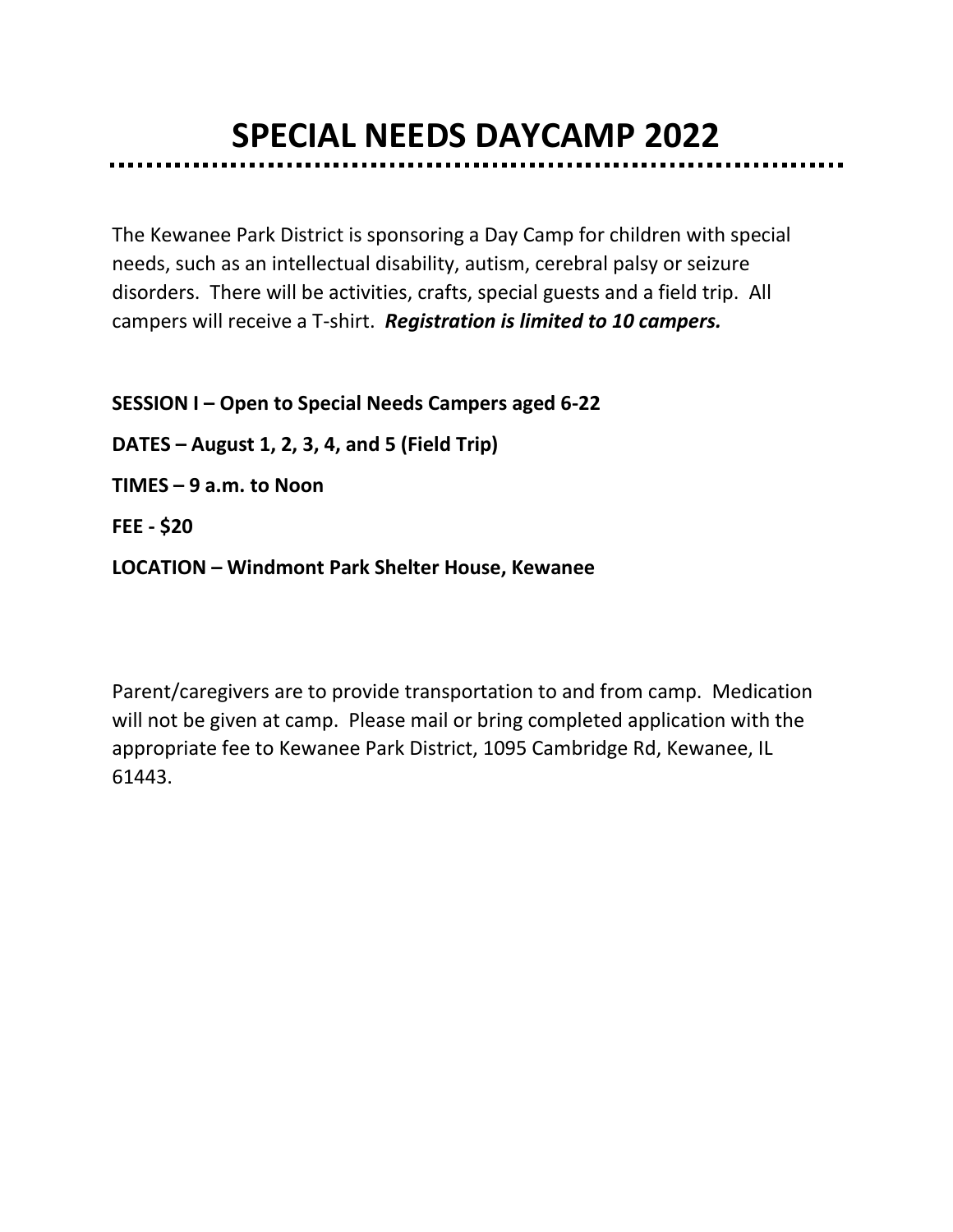# SPECIAL NEEDS DAYCAMP 2022

The Kewanee Park District is sponsoring a Day Camp for children with special needs, such as an intellectual disability, autism, cerebral palsy or seizure disorders. There will be activities, crafts, special guests and a field trip. All campers will receive a T-shirt. ***Registration is limited to 10 campers.***

**SESSION I – Open to Special Needs Campers aged 6-22**

**DATES – August 1, 2, 3, 4, and 5 (Field Trip)**

**TIMES – 9 a.m. to Noon**

**FEE - $20**

**LOCATION – Windmont Park Shelter House, Kewanee**

Parent/caregivers are to provide transportation to and from camp. Medication will not be given at camp. Please mail or bring completed application with the appropriate fee to Kewanee Park District, 1095 Cambridge Rd, Kewanee, IL 61443.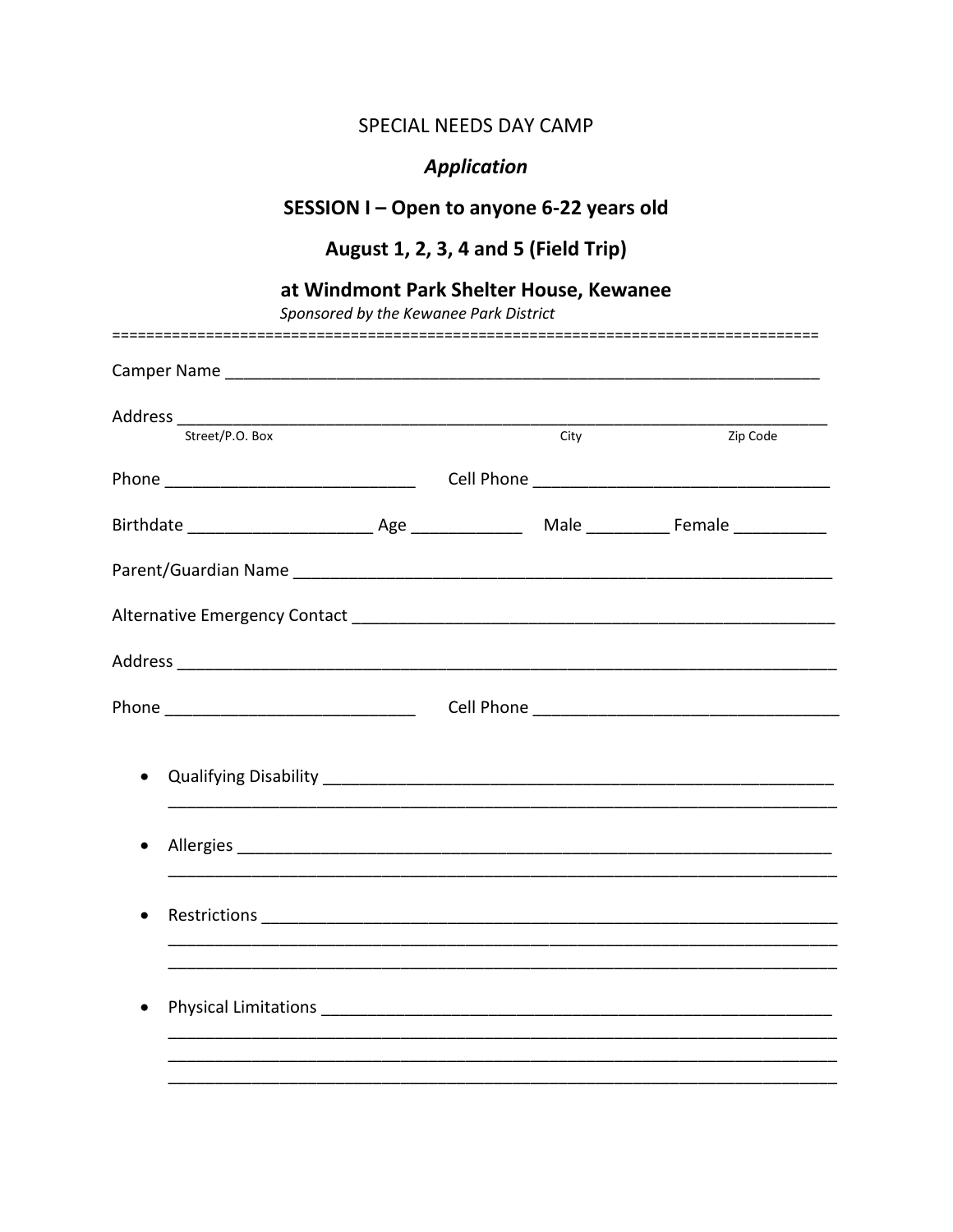SPECIAL NEEDS DAY CAMP

***Application***

**SESSION I – Open to anyone 6-22 years old**

**August 1, 2, 3, 4 and 5 (Field Trip)**

**at Windmont Park Shelter House, Kewanee**

*Sponsored by the Kewanee Park District*

================================================================================

Camper Name ________________________________________________________________

Address ____________________________________________________________________
Street/P.O. Box City Zip Code

Phone ___________________________ Cell Phone ________________________________

Birthdate ___________________ Age ____________ Male _________ Female __________

Parent/Guardian Name ________________________________________________________

Alternative Emergency Contact _____________________________________________________

Address ____________________________________________________________________

Phone ___________________________ Cell Phone ________________________________

- Qualifying Disability ________________________________________________________
  ______________________________________________________________________________
- Allergies ___________________________________________________________________
  ______________________________________________________________________________
- Restrictions ________________________________________________________________
  ______________________________________________________________________________
  ______________________________________________________________________________
- Physical Limitations _________________________________________________________
  ______________________________________________________________________________
  ______________________________________________________________________________
  ______________________________________________________________________________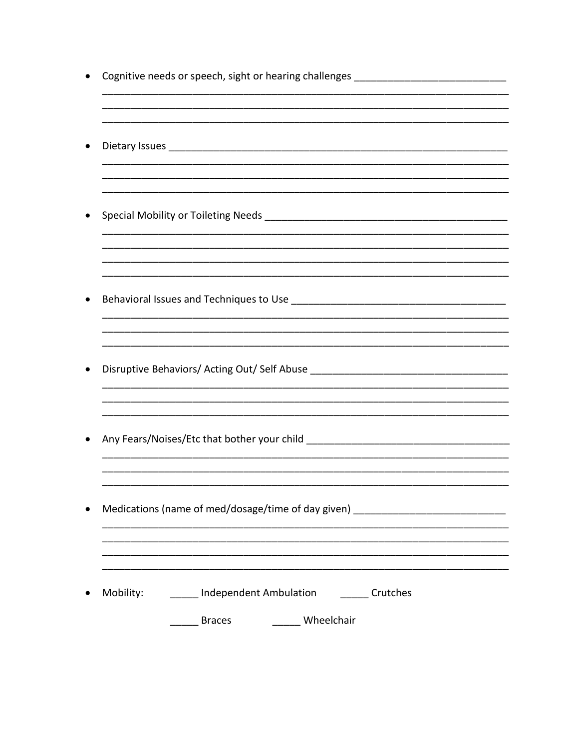- Cognitive needs or speech, sight or hearing challenges ___________________________
_________________________________________________________________________
_________________________________________________________________________
_________________________________________________________________________

- Dietary Issues _____________________________________________________________
_________________________________________________________________________
_________________________________________________________________________
_________________________________________________________________________

- Special Mobility or Toileting Needs _____________________________________________
_________________________________________________________________________
_________________________________________________________________________
_________________________________________________________________________
_________________________________________________________________________

- Behavioral Issues and Techniques to Use _______________________________________
_________________________________________________________________________
_________________________________________________________________________
_________________________________________________________________________

- Disruptive Behaviors/ Acting Out/ Self Abuse ___________________________________
_________________________________________________________________________
_________________________________________________________________________
_________________________________________________________________________

- Any Fears/Noises/Etc that bother your child ____________________________________
_________________________________________________________________________
_________________________________________________________________________
_________________________________________________________________________

- Medications (name of med/dosage/time of day given) ___________________________
_________________________________________________________________________
_________________________________________________________________________
_________________________________________________________________________
_________________________________________________________________________

- Mobility: _____ Independent Ambulation _____ Crutches

  _____ Braces _____ Wheelchair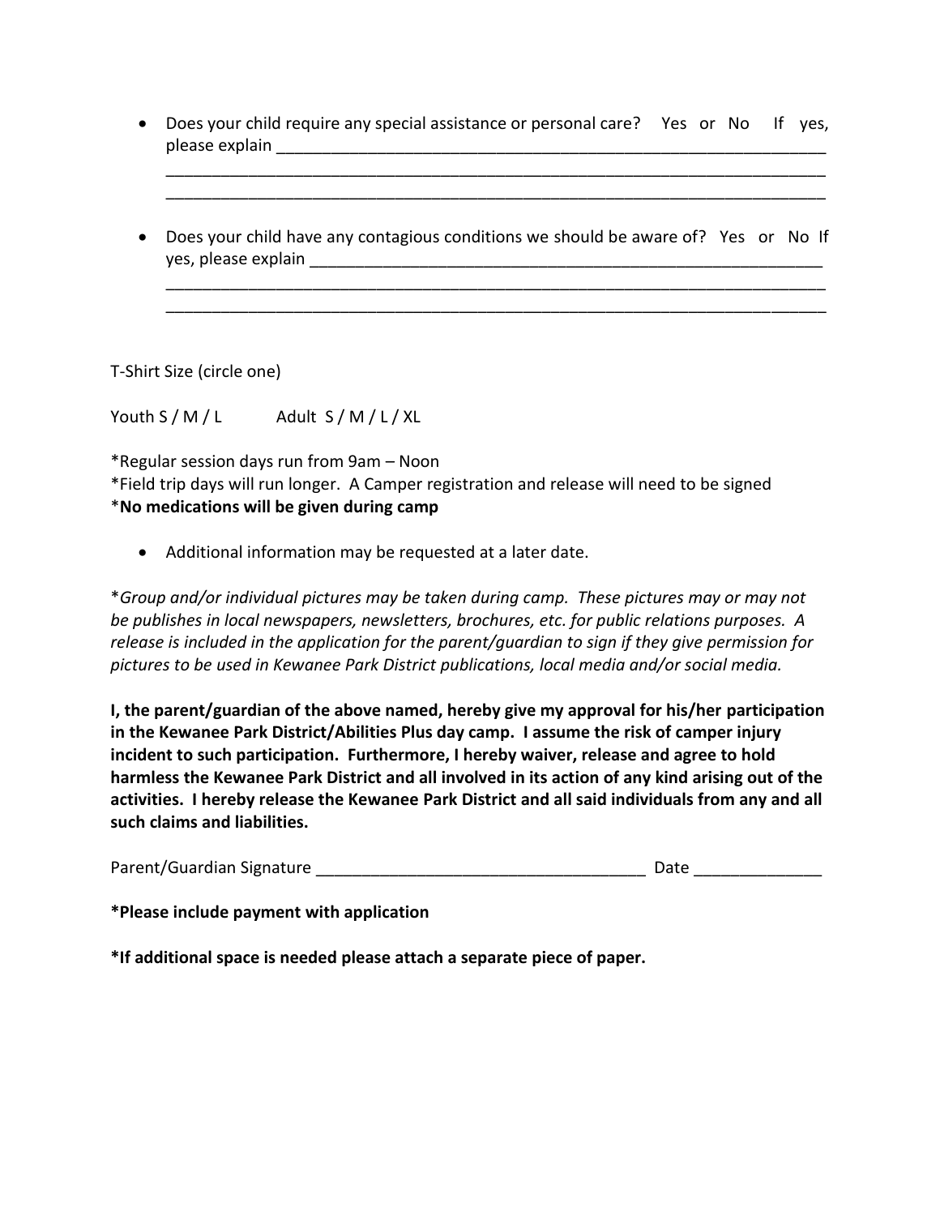- Does your child require any special assistance or personal care? Yes or No If yes, please explain ______________________________________________________________
______________________________________________________________________________
______________________________________________________________________________

- Does your child have any contagious conditions we should be aware of? Yes or No If yes, please explain ___________________________________________________________
______________________________________________________________________________
______________________________________________________________________________

T-Shirt Size (circle one)

Youth S / M / L    Adult S / M / L / XL

*Regular session days run from 9am – Noon
*Field trip days will run longer. A Camper registration and release will need to be signed
***No medications will be given during camp**

- Additional information may be requested at a later date.

**Group and/or individual pictures may be taken during camp. These pictures may or may not be publishes in local newspapers, newsletters, brochures, etc. for public relations purposes. A release is included in the application for the parent/guardian to sign if they give permission for pictures to be used in Kewanee Park District publications, local media and/or social media.*

**I, the parent/guardian of the above named, hereby give my approval for his/her participation in the Kewanee Park District/Abilities Plus day camp. I assume the risk of camper injury incident to such participation. Furthermore, I hereby waiver, release and agree to hold harmless the Kewanee Park District and all involved in its action of any kind arising out of the activities. I hereby release the Kewanee Park District and all said individuals from any and all such claims and liabilities.**

Parent/Guardian Signature ____________________________________ Date _____________

***Please include payment with application**

***If additional space is needed please attach a separate piece of paper.**